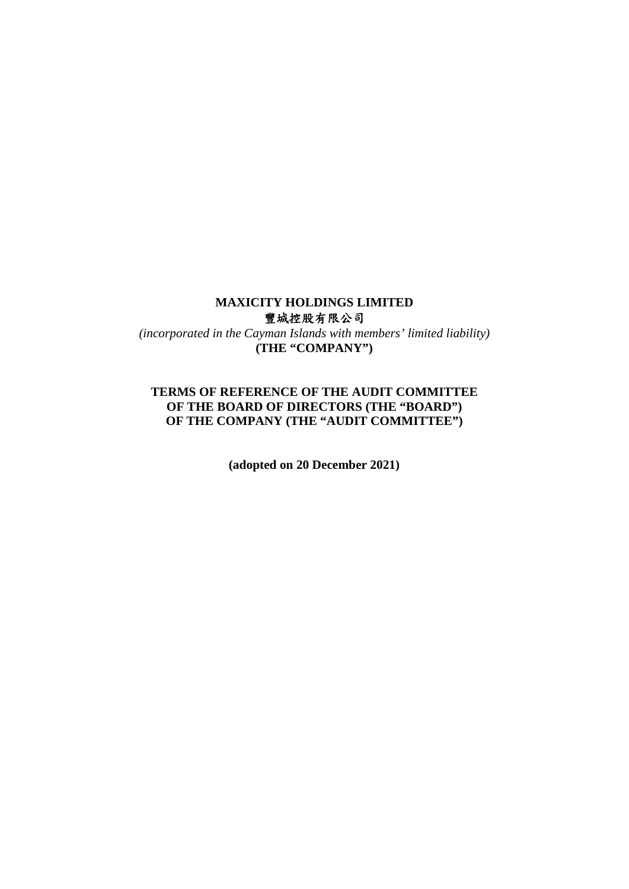**MAXICITY HOLDINGS LIMITED**
**豐城控股有限公司**
*(incorporated in the Cayman Islands with members' limited liability)*
**(THE "COMPANY")**

**TERMS OF REFERENCE OF THE AUDIT COMMITTEE OF THE BOARD OF DIRECTORS (THE "BOARD") OF THE COMPANY (THE "AUDIT COMMITTEE")**

**(adopted on 20 December 2021)**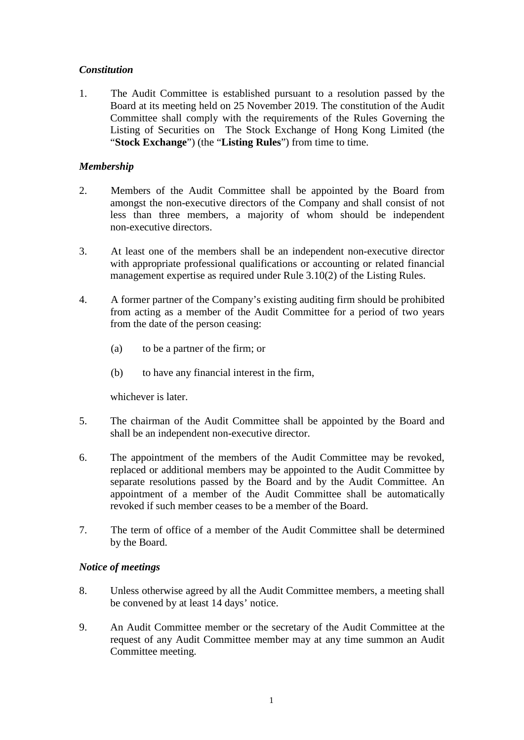***Constitution***

1. The Audit Committee is established pursuant to a resolution passed by the Board at its meeting held on 25 November 2019. The constitution of the Audit Committee shall comply with the requirements of the Rules Governing the Listing of Securities on The Stock Exchange of Hong Kong Limited (the "**Stock Exchange**") (the "**Listing Rules**") from time to time.

***Membership***

2. Members of the Audit Committee shall be appointed by the Board from amongst the non-executive directors of the Company and shall consist of not less than three members, a majority of whom should be independent non-executive directors.

3. At least one of the members shall be an independent non-executive director with appropriate professional qualifications or accounting or related financial management expertise as required under Rule 3.10(2) of the Listing Rules.

4. A former partner of the Company's existing auditing firm should be prohibited from acting as a member of the Audit Committee for a period of two years from the date of the person ceasing:

   (a) to be a partner of the firm; or

   (b) to have any financial interest in the firm,

   whichever is later.

5. The chairman of the Audit Committee shall be appointed by the Board and shall be an independent non-executive director.

6. The appointment of the members of the Audit Committee may be revoked, replaced or additional members may be appointed to the Audit Committee by separate resolutions passed by the Board and by the Audit Committee. An appointment of a member of the Audit Committee shall be automatically revoked if such member ceases to be a member of the Board.

7. The term of office of a member of the Audit Committee shall be determined by the Board.

***Notice of meetings***

8. Unless otherwise agreed by all the Audit Committee members, a meeting shall be convened by at least 14 days' notice.

9. An Audit Committee member or the secretary of the Audit Committee at the request of any Audit Committee member may at any time summon an Audit Committee meeting.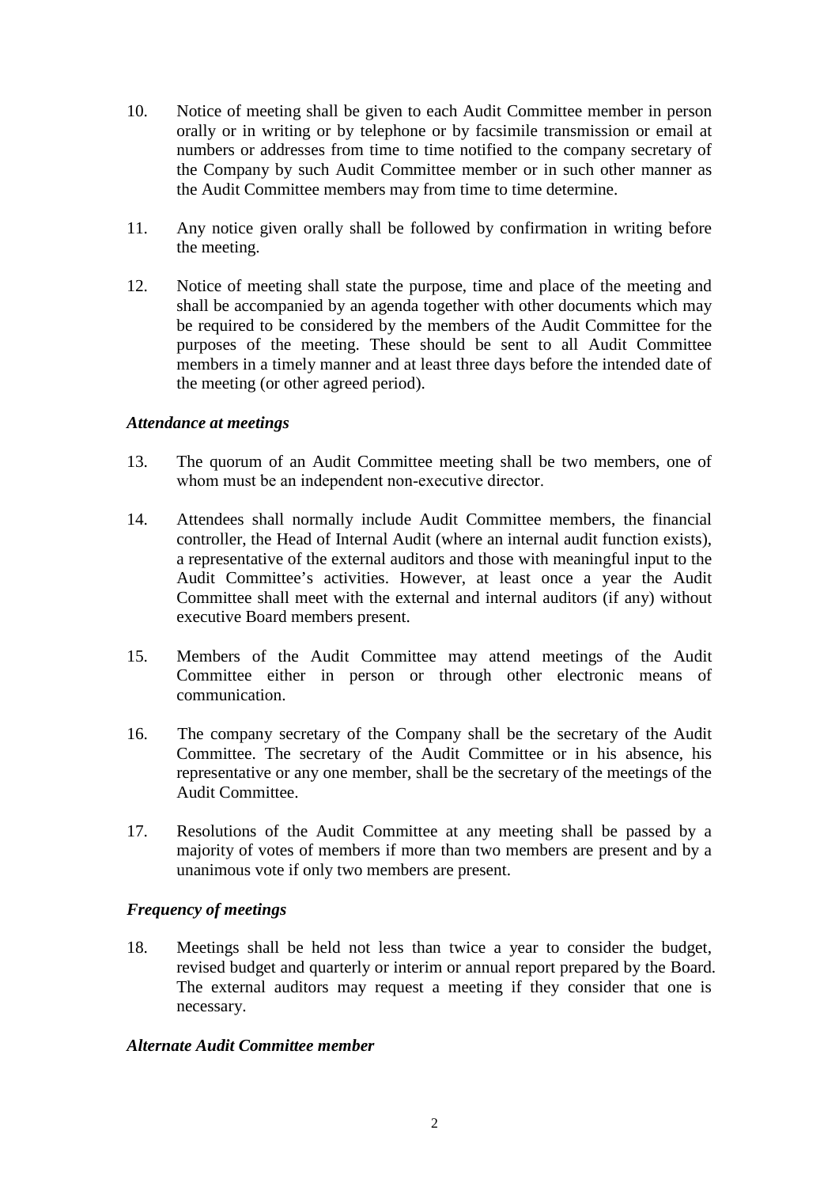10. Notice of meeting shall be given to each Audit Committee member in person orally or in writing or by telephone or by facsimile transmission or email at numbers or addresses from time to time notified to the company secretary of the Company by such Audit Committee member or in such other manner as the Audit Committee members may from time to time determine.

11. Any notice given orally shall be followed by confirmation in writing before the meeting.

12. Notice of meeting shall state the purpose, time and place of the meeting and shall be accompanied by an agenda together with other documents which may be required to be considered by the members of the Audit Committee for the purposes of the meeting. These should be sent to all Audit Committee members in a timely manner and at least three days before the intended date of the meeting (or other agreed period).

***Attendance at meetings***

13. The quorum of an Audit Committee meeting shall be two members, one of whom must be an independent non-executive director.

14. Attendees shall normally include Audit Committee members, the financial controller, the Head of Internal Audit (where an internal audit function exists), a representative of the external auditors and those with meaningful input to the Audit Committee's activities. However, at least once a year the Audit Committee shall meet with the external and internal auditors (if any) without executive Board members present.

15. Members of the Audit Committee may attend meetings of the Audit Committee either in person or through other electronic means of communication.

16. The company secretary of the Company shall be the secretary of the Audit Committee. The secretary of the Audit Committee or in his absence, his representative or any one member, shall be the secretary of the meetings of the Audit Committee.

17. Resolutions of the Audit Committee at any meeting shall be passed by a majority of votes of members if more than two members are present and by a unanimous vote if only two members are present.

***Frequency of meetings***

18. Meetings shall be held not less than twice a year to consider the budget, revised budget and quarterly or interim or annual report prepared by the Board. The external auditors may request a meeting if they consider that one is necessary.

***Alternate Audit Committee member***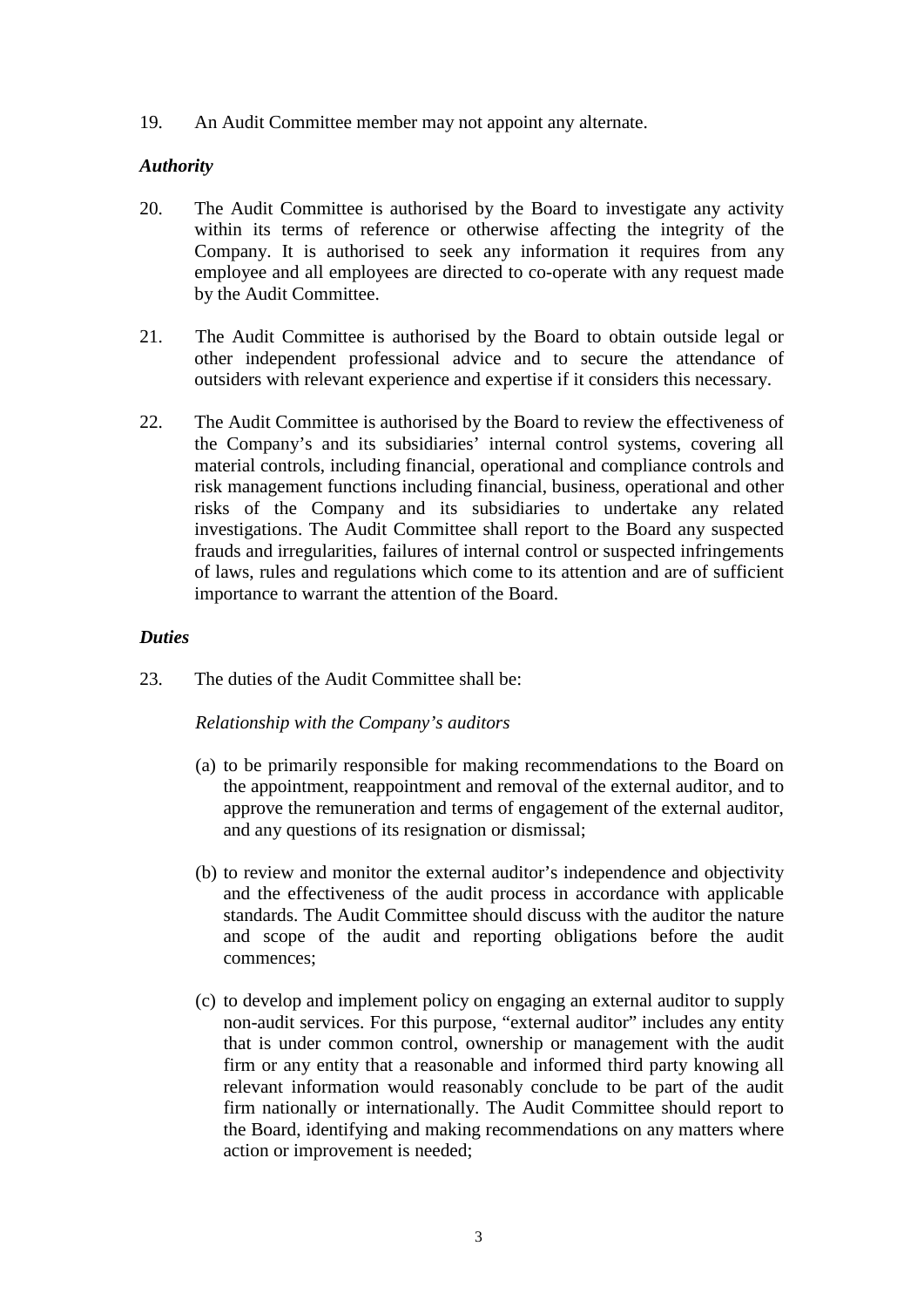19. An Audit Committee member may not appoint any alternate.

***Authority***

20. The Audit Committee is authorised by the Board to investigate any activity within its terms of reference or otherwise affecting the integrity of the Company. It is authorised to seek any information it requires from any employee and all employees are directed to co-operate with any request made by the Audit Committee.

21. The Audit Committee is authorised by the Board to obtain outside legal or other independent professional advice and to secure the attendance of outsiders with relevant experience and expertise if it considers this necessary.

22. The Audit Committee is authorised by the Board to review the effectiveness of the Company's and its subsidiaries' internal control systems, covering all material controls, including financial, operational and compliance controls and risk management functions including financial, business, operational and other risks of the Company and its subsidiaries to undertake any related investigations. The Audit Committee shall report to the Board any suspected frauds and irregularities, failures of internal control or suspected infringements of laws, rules and regulations which come to its attention and are of sufficient importance to warrant the attention of the Board.

***Duties***

23. The duties of the Audit Committee shall be:

*Relationship with the Company's auditors*

(a) to be primarily responsible for making recommendations to the Board on the appointment, reappointment and removal of the external auditor, and to approve the remuneration and terms of engagement of the external auditor, and any questions of its resignation or dismissal;

(b) to review and monitor the external auditor's independence and objectivity and the effectiveness of the audit process in accordance with applicable standards. The Audit Committee should discuss with the auditor the nature and scope of the audit and reporting obligations before the audit commences;

(c) to develop and implement policy on engaging an external auditor to supply non-audit services. For this purpose, "external auditor" includes any entity that is under common control, ownership or management with the audit firm or any entity that a reasonable and informed third party knowing all relevant information would reasonably conclude to be part of the audit firm nationally or internationally. The Audit Committee should report to the Board, identifying and making recommendations on any matters where action or improvement is needed;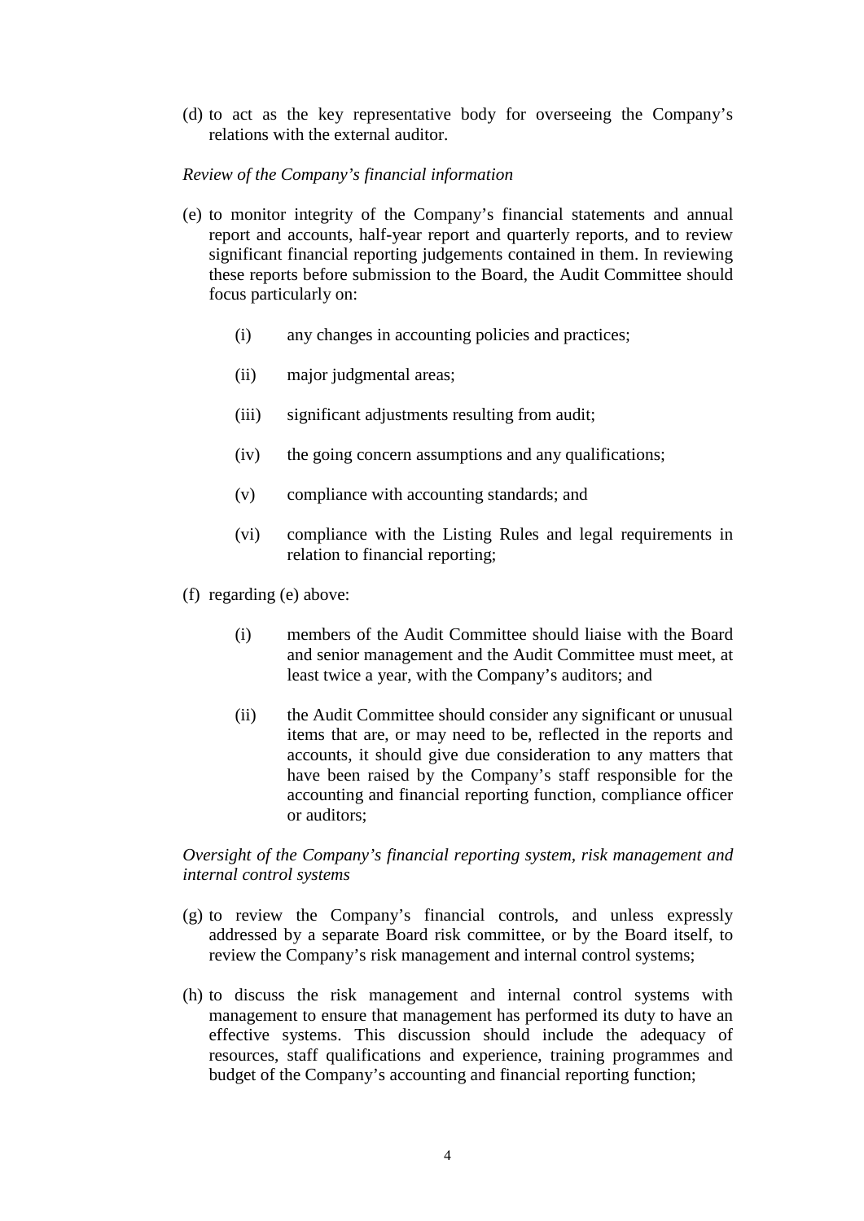(d) to act as the key representative body for overseeing the Company's relations with the external auditor.

*Review of the Company's financial information*

(e) to monitor integrity of the Company's financial statements and annual report and accounts, half-year report and quarterly reports, and to review significant financial reporting judgements contained in them. In reviewing these reports before submission to the Board, the Audit Committee should focus particularly on:

   (i) any changes in accounting policies and practices;

   (ii) major judgmental areas;

   (iii) significant adjustments resulting from audit;

   (iv) the going concern assumptions and any qualifications;

   (v) compliance with accounting standards; and

   (vi) compliance with the Listing Rules and legal requirements in relation to financial reporting;

(f) regarding (e) above:

   (i) members of the Audit Committee should liaise with the Board and senior management and the Audit Committee must meet, at least twice a year, with the Company's auditors; and

   (ii) the Audit Committee should consider any significant or unusual items that are, or may need to be, reflected in the reports and accounts, it should give due consideration to any matters that have been raised by the Company's staff responsible for the accounting and financial reporting function, compliance officer or auditors;

*Oversight of the Company's financial reporting system, risk management and internal control systems*

(g) to review the Company's financial controls, and unless expressly addressed by a separate Board risk committee, or by the Board itself, to review the Company's risk management and internal control systems;

(h) to discuss the risk management and internal control systems with management to ensure that management has performed its duty to have an effective systems. This discussion should include the adequacy of resources, staff qualifications and experience, training programmes and budget of the Company's accounting and financial reporting function;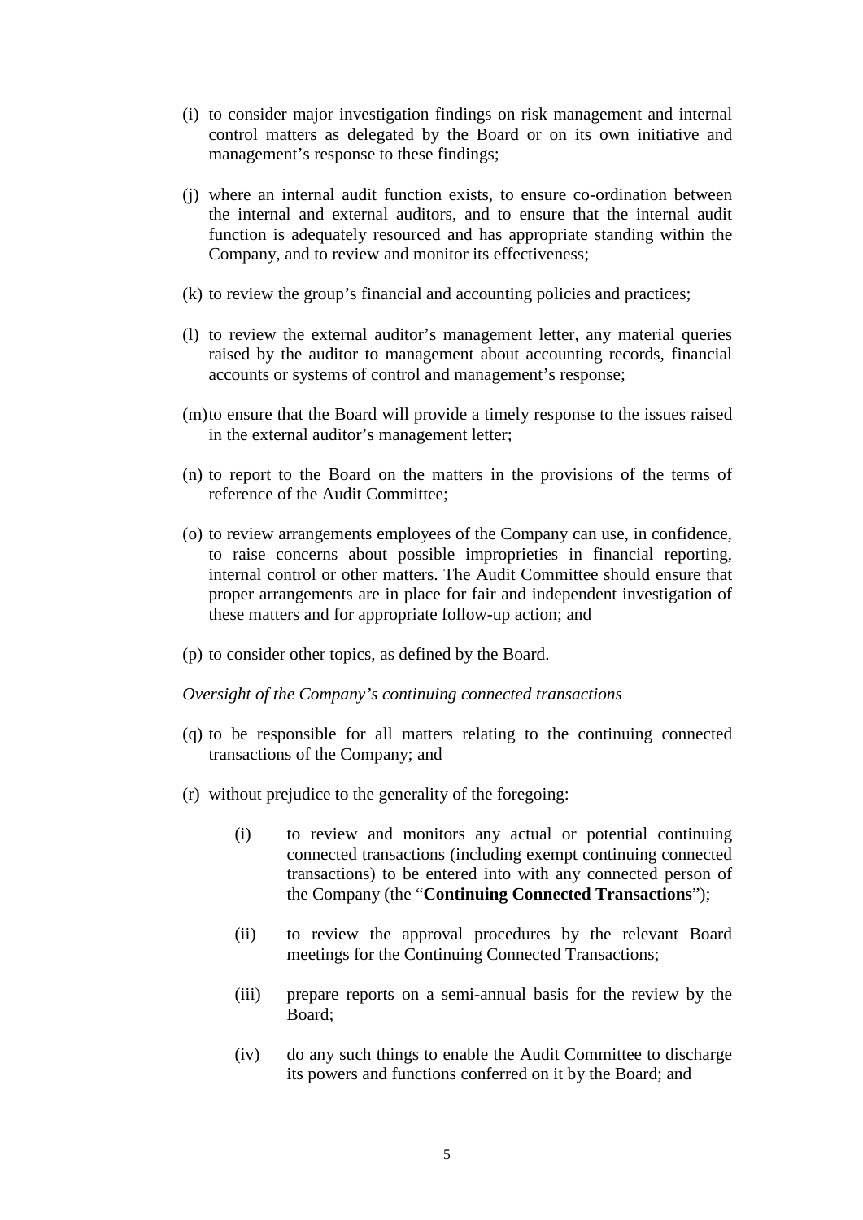(i) to consider major investigation findings on risk management and internal control matters as delegated by the Board or on its own initiative and management's response to these findings;

(j) where an internal audit function exists, to ensure co-ordination between the internal and external auditors, and to ensure that the internal audit function is adequately resourced and has appropriate standing within the Company, and to review and monitor its effectiveness;

(k) to review the group's financial and accounting policies and practices;

(l) to review the external auditor's management letter, any material queries raised by the auditor to management about accounting records, financial accounts or systems of control and management's response;

(m) to ensure that the Board will provide a timely response to the issues raised in the external auditor's management letter;

(n) to report to the Board on the matters in the provisions of the terms of reference of the Audit Committee;

(o) to review arrangements employees of the Company can use, in confidence, to raise concerns about possible improprieties in financial reporting, internal control or other matters. The Audit Committee should ensure that proper arrangements are in place for fair and independent investigation of these matters and for appropriate follow-up action; and

(p) to consider other topics, as defined by the Board.

*Oversight of the Company's continuing connected transactions*

(q) to be responsible for all matters relating to the continuing connected transactions of the Company; and

(r) without prejudice to the generality of the foregoing:

  (i) to review and monitors any actual or potential continuing connected transactions (including exempt continuing connected transactions) to be entered into with any connected person of the Company (the "**Continuing Connected Transactions**");

  (ii) to review the approval procedures by the relevant Board meetings for the Continuing Connected Transactions;

  (iii) prepare reports on a semi-annual basis for the review by the Board;

  (iv) do any such things to enable the Audit Committee to discharge its powers and functions conferred on it by the Board; and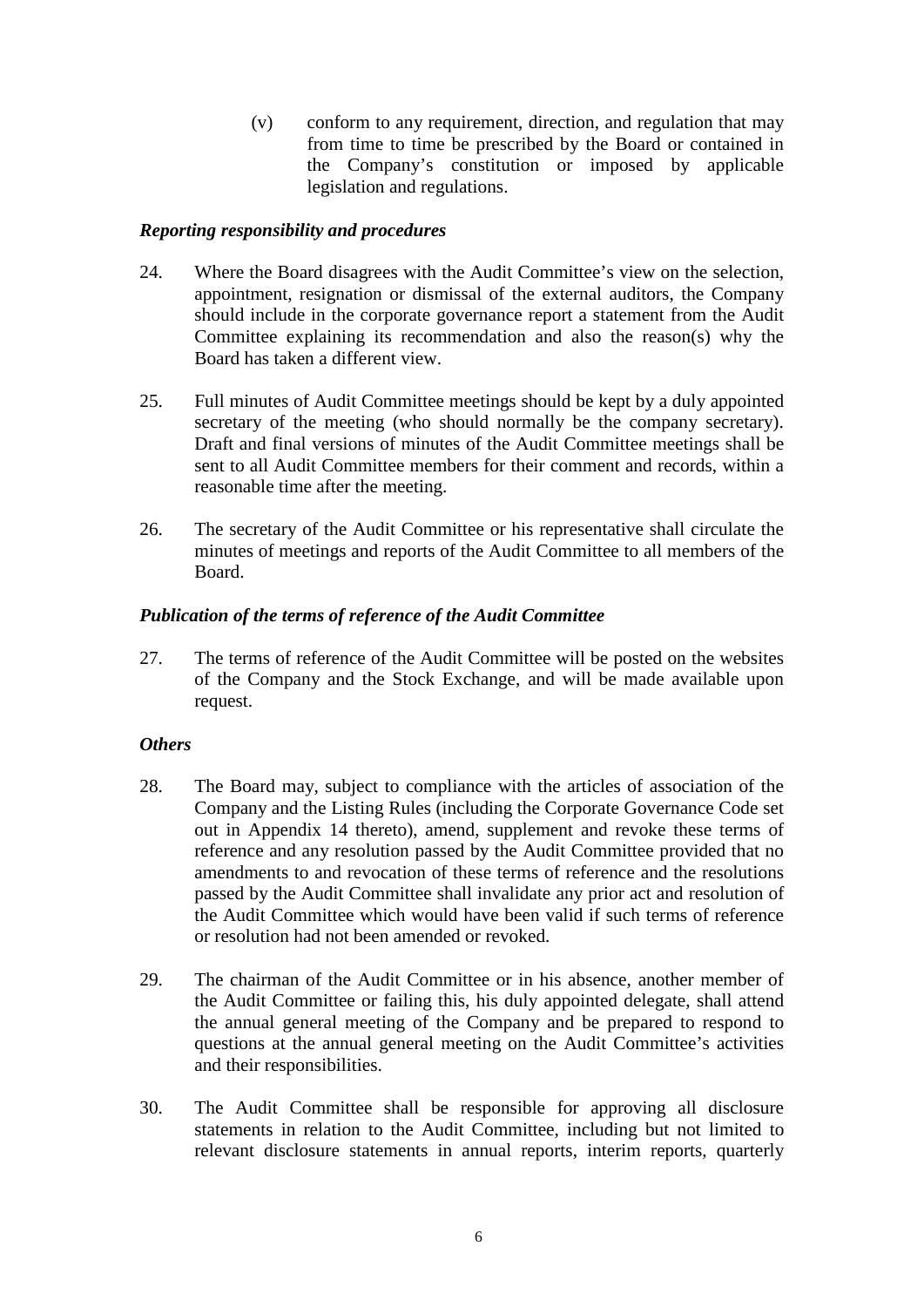(v) conform to any requirement, direction, and regulation that may from time to time be prescribed by the Board or contained in the Company's constitution or imposed by applicable legislation and regulations.

***Reporting responsibility and procedures***

24. Where the Board disagrees with the Audit Committee's view on the selection, appointment, resignation or dismissal of the external auditors, the Company should include in the corporate governance report a statement from the Audit Committee explaining its recommendation and also the reason(s) why the Board has taken a different view.

25. Full minutes of Audit Committee meetings should be kept by a duly appointed secretary of the meeting (who should normally be the company secretary). Draft and final versions of minutes of the Audit Committee meetings shall be sent to all Audit Committee members for their comment and records, within a reasonable time after the meeting.

26. The secretary of the Audit Committee or his representative shall circulate the minutes of meetings and reports of the Audit Committee to all members of the Board.

***Publication of the terms of reference of the Audit Committee***

27. The terms of reference of the Audit Committee will be posted on the websites of the Company and the Stock Exchange, and will be made available upon request.

***Others***

28. The Board may, subject to compliance with the articles of association of the Company and the Listing Rules (including the Corporate Governance Code set out in Appendix 14 thereto), amend, supplement and revoke these terms of reference and any resolution passed by the Audit Committee provided that no amendments to and revocation of these terms of reference and the resolutions passed by the Audit Committee shall invalidate any prior act and resolution of the Audit Committee which would have been valid if such terms of reference or resolution had not been amended or revoked.

29. The chairman of the Audit Committee or in his absence, another member of the Audit Committee or failing this, his duly appointed delegate, shall attend the annual general meeting of the Company and be prepared to respond to questions at the annual general meeting on the Audit Committee's activities and their responsibilities.

30. The Audit Committee shall be responsible for approving all disclosure statements in relation to the Audit Committee, including but not limited to relevant disclosure statements in annual reports, interim reports, quarterly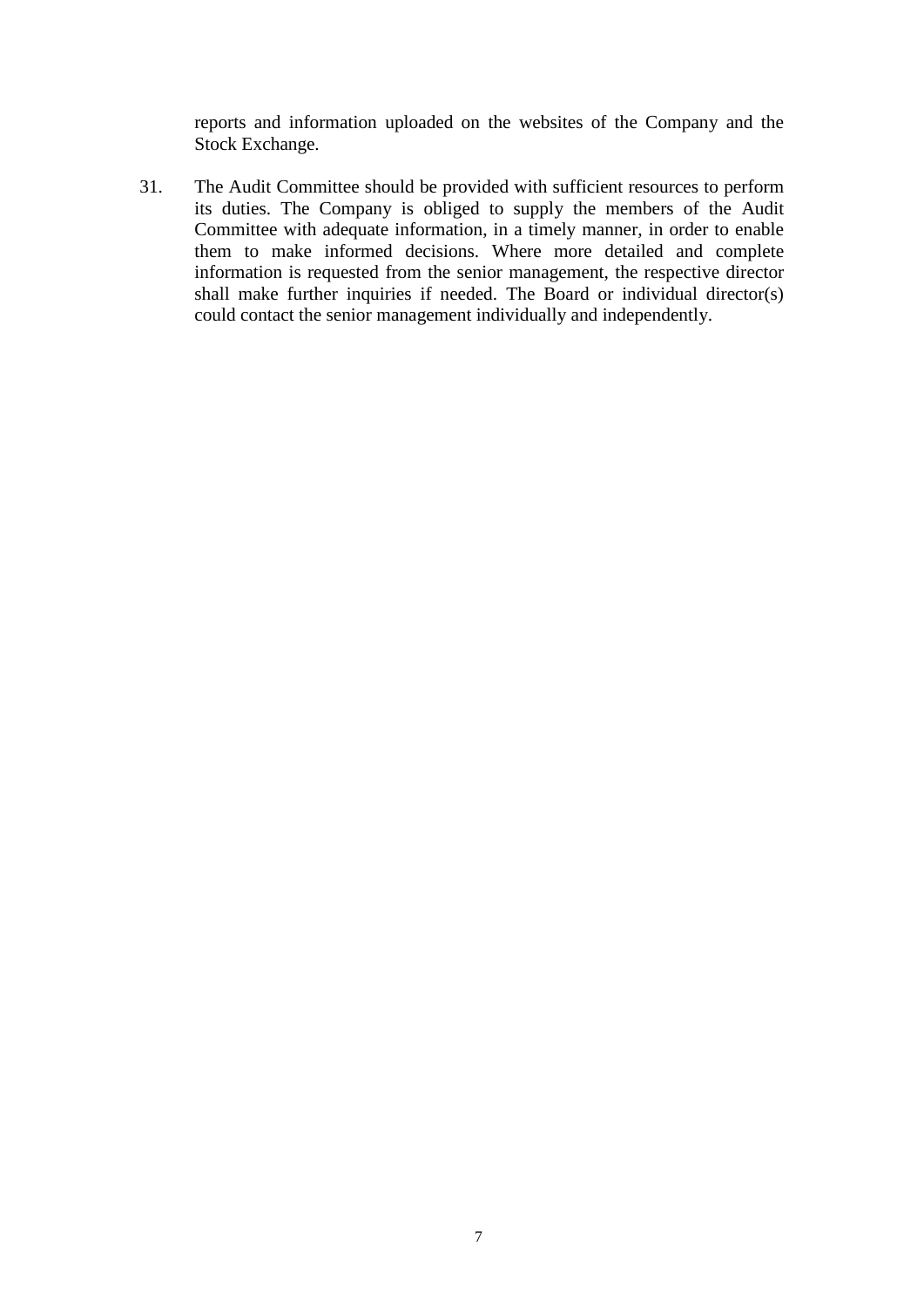reports and information uploaded on the websites of the Company and the Stock Exchange.

31. The Audit Committee should be provided with sufficient resources to perform its duties. The Company is obliged to supply the members of the Audit Committee with adequate information, in a timely manner, in order to enable them to make informed decisions. Where more detailed and complete information is requested from the senior management, the respective director shall make further inquiries if needed. The Board or individual director(s) could contact the senior management individually and independently.